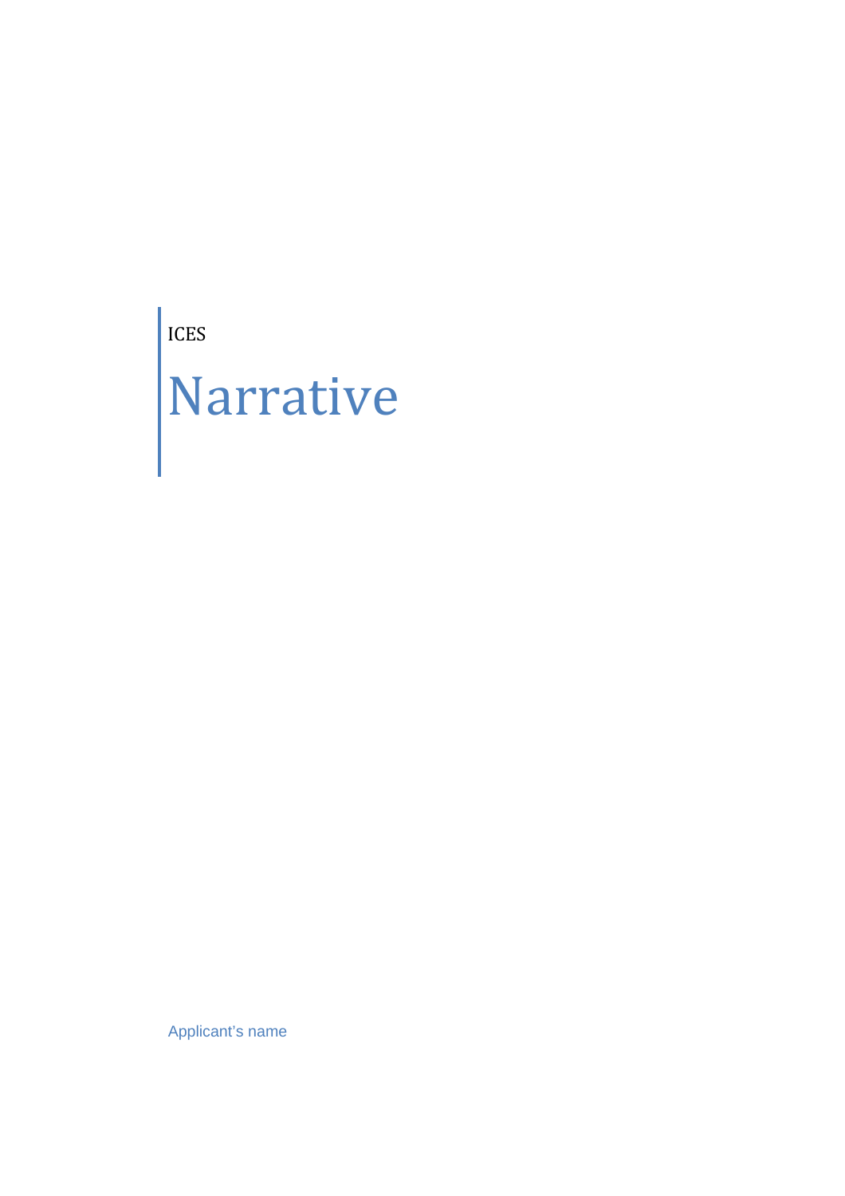ICES

# Narrative

Applicant's name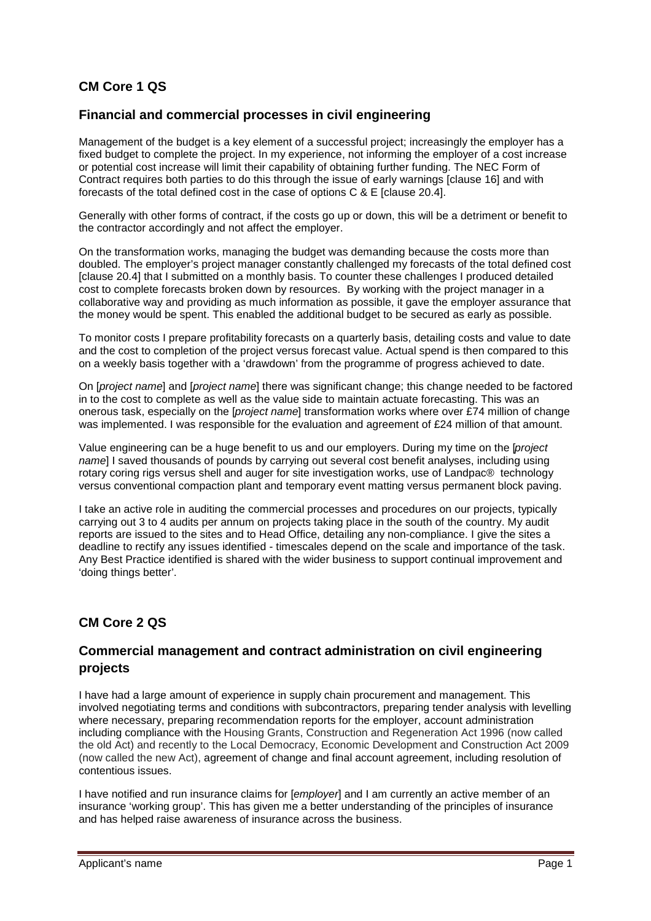## CM Core 1 QS

### Financial and commercial processes in civil engineering

Management of the budget is a key element of a successful project; increasingly the employer has a fixed budget to complete the project. In my experience, not informing the employer of a cost increase or potential cost increase will limit their capability of obtaining further funding. The NEC Form of Contract requires both parties to do this through the issue of early warnings [clause 16] and with forecasts of the total defined cost in the case of options C & E [clause 20.4].

Generally with other forms of contract, if the costs go up or down, this will be a detriment or benefit to the contractor accordingly and not affect the employer.

On the transformation works, managing the budget was demanding because the costs more than doubled. The employer's project manager constantly challenged my forecasts of the total defined cost [clause 20.4] that I submitted on a monthly basis. To counter these challenges I produced detailed cost to complete forecasts broken down by resources. By working with the project manager in a collaborative way and providing as much information as possible, it gave the employer assurance that the money would be spent. This enabled the additional budget to be secured as early as possible.

To monitor costs I prepare profitability forecasts on a quarterly basis, detailing costs and value to date and the cost to completion of the project versus forecast value. Actual spend is then compared to this on a weekly basis together with a 'drawdown' from the programme of progress achieved to date.

On [*project name*] and [*project name*] there was significant change; this change needed to be factored in to the cost to complete as well as the value side to maintain actuate forecasting. This was an onerous task, especially on the [*project name*] transformation works where over £74 million of change was implemented. I was responsible for the evaluation and agreement of £24 million of that amount.

Value engineering can be a huge benefit to us and our employers. During my time on the [*project name*] I saved thousands of pounds by carrying out several cost benefit analyses, including using rotary coring rigs versus shell and auger for site investigation works, use of Landpac® technology versus conventional compaction plant and temporary event matting versus permanent block paving.

I take an active role in auditing the commercial processes and procedures on our projects, typically carrying out 3 to 4 audits per annum on projects taking place in the south of the country. My audit reports are issued to the sites and to Head Office, detailing any non-compliance. I give the sites a deadline to rectify any issues identified - timescales depend on the scale and importance of the task. Any Best Practice identified is shared with the wider business to support continual improvement and 'doing things better'.

## CM Core 2 QS

### Commercial management and contract administration on civil engineering projects

I have had a large amount of experience in supply chain procurement and management. This involved negotiating terms and conditions with subcontractors, preparing tender analysis with levelling where necessary, preparing recommendation reports for the employer, account administration including compliance with the Housing Grants, Construction and Regeneration Act 1996 (now called the old Act) and recently to the Local Democracy, Economic Development and Construction Act 2009 (now called the new Act), agreement of change and final account agreement, including resolution of contentious issues.

I have notified and run insurance claims for [*employer*] and I am currently an active member of an insurance 'working group'. This has given me a better understanding of the principles of insurance and has helped raise awareness of insurance across the business.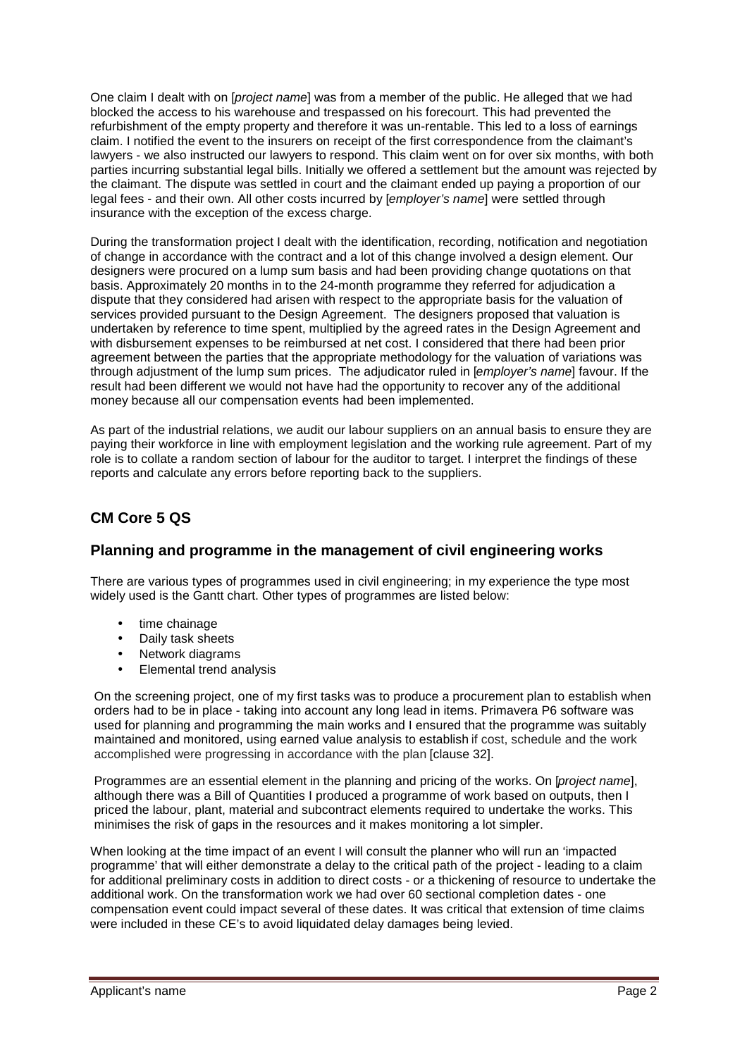One claim I dealt with on [*project name*] was from a member of the public. He alleged that we had blocked the access to his warehouse and trespassed on his forecourt. This had prevented the refurbishment of the empty property and therefore it was un-rentable. This led to a loss of earnings claim. I notified the event to the insurers on receipt of the first correspondence from the claimant's lawyers - we also instructed our lawyers to respond. This claim went on for over six months, with both parties incurring substantial legal bills. Initially we offered a settlement but the amount was rejected by the claimant. The dispute was settled in court and the claimant ended up paying a proportion of our legal fees - and their own. All other costs incurred by [*employer's name*] were settled through insurance with the exception of the excess charge.

During the transformation project I dealt with the identification, recording, notification and negotiation of change in accordance with the contract and a lot of this change involved a design element. Our designers were procured on a lump sum basis and had been providing change quotations on that basis. Approximately 20 months in to the 24-month programme they referred for adjudication a dispute that they considered had arisen with respect to the appropriate basis for the valuation of services provided pursuant to the Design Agreement. The designers proposed that valuation is undertaken by reference to time spent, multiplied by the agreed rates in the Design Agreement and with disbursement expenses to be reimbursed at net cost. I considered that there had been prior agreement between the parties that the appropriate methodology for the valuation of variations was through adjustment of the lump sum prices. The adjudicator ruled in [*employer's name*] favour. If the result had been different we would not have had the opportunity to recover any of the additional money because all our compensation events had been implemented.

As part of the industrial relations, we audit our labour suppliers on an annual basis to ensure they are paying their workforce in line with employment legislation and the working rule agreement. Part of my role is to collate a random section of labour for the auditor to target. I interpret the findings of these reports and calculate any errors before reporting back to the suppliers.

## CM Core 5 QS

## Planning and programme in the management of civil engineering works

There are various types of programmes used in civil engineering; in my experience the type most widely used is the Gantt chart. Other types of programmes are listed below:

- time chainage
- Daily task sheets
- Network diagrams
- Elemental trend analysis

On the screening project, one of my first tasks was to produce a procurement plan to establish when orders had to be in place - taking into account any long lead in items. Primavera P6 software was used for planning and programming the main works and I ensured that the programme was suitably maintained and monitored, using earned value analysis to establish if cost, schedule and the work accomplished were progressing in accordance with the plan [clause 32].

Programmes are an essential element in the planning and pricing of the works. On [*project name*], although there was a Bill of Quantities I produced a programme of work based on outputs, then I priced the labour, plant, material and subcontract elements required to undertake the works. This minimises the risk of gaps in the resources and it makes monitoring a lot simpler.

When looking at the time impact of an event I will consult the planner who will run an 'impacted programme' that will either demonstrate a delay to the critical path of the project - leading to a claim for additional preliminary costs in addition to direct costs - or a thickening of resource to undertake the additional work. On the transformation work we had over 60 sectional completion dates - one compensation event could impact several of these dates. It was critical that extension of time claims were included in these CE's to avoid liquidated delay damages being levied.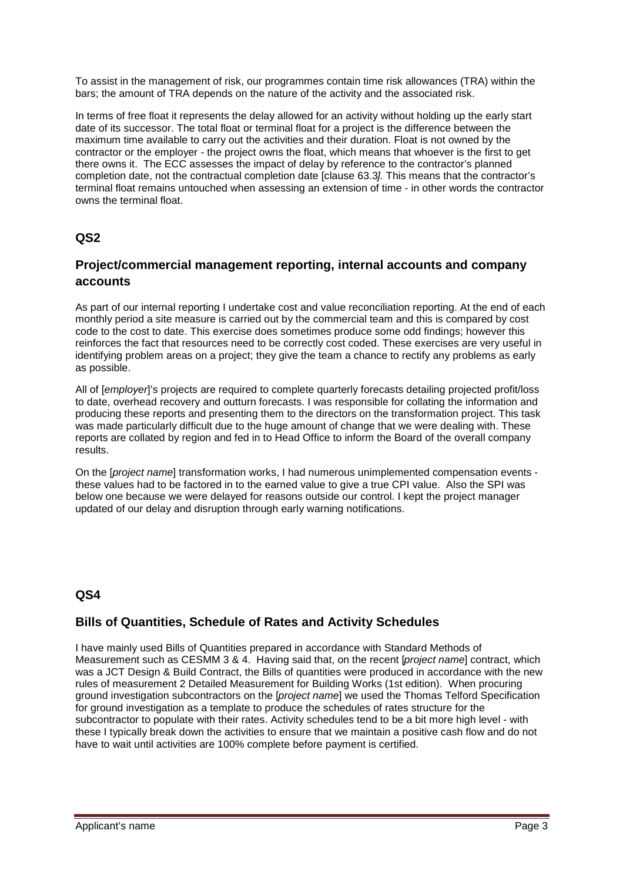To assist in the management of risk, our programmes contain time risk allowances (TRA) within the bars; the amount of TRA depends on the nature of the activity and the associated risk.

In terms of free float it represents the delay allowed for an activity without holding up the early start date of its successor. The total float or terminal float for a project is the difference between the maximum time available to carry out the activities and their duration. Float is not owned by the contractor or the employer - the project owns the float, which means that whoever is the first to get there owns it. The ECC assesses the impact of delay by reference to the contractor's planned completion date, not the contractual completion date [clause 63.3*]*. This means that the contractor's terminal float remains untouched when assessing an extension of time - in other words the contractor owns the terminal float.

## QS2

### Project/commercial management reporting, internal accounts and company accounts

As part of our internal reporting I undertake cost and value reconciliation reporting. At the end of each monthly period a site measure is carried out by the commercial team and this is compared by cost code to the cost to date. This exercise does sometimes produce some odd findings; however this reinforces the fact that resources need to be correctly cost coded. These exercises are very useful in identifying problem areas on a project; they give the team a chance to rectify any problems as early as possible.

All of [*employer*]'s projects are required to complete quarterly forecasts detailing projected profit/loss to date, overhead recovery and outturn forecasts. I was responsible for collating the information and producing these reports and presenting them to the directors on the transformation project. This task was made particularly difficult due to the huge amount of change that we were dealing with. These reports are collated by region and fed in to Head Office to inform the Board of the overall company results.

On the [*project name*] transformation works, I had numerous unimplemented compensation events - these values had to be factored in to the earned value to give a true CPI value. Also the SPI was below one because we were delayed for reasons outside our control. I kept the project manager updated of our delay and disruption through early warning notifications.

## QS4

### Bills of Quantities, Schedule of Rates and Activity Schedules

I have mainly used Bills of Quantities prepared in accordance with Standard Methods of Measurement such as CESMM 3 & 4. Having said that, on the recent [*project name*] contract, which was a JCT Design & Build Contract, the Bills of quantities were produced in accordance with the new rules of measurement 2 Detailed Measurement for Building Works (1st edition). When procuring ground investigation subcontractors on the [*project name*] we used the Thomas Telford Specification for ground investigation as a template to produce the schedules of rates structure for the subcontractor to populate with their rates. Activity schedules tend to be a bit more high level - with these I typically break down the activities to ensure that we maintain a positive cash flow and do not have to wait until activities are 100% complete before payment is certified.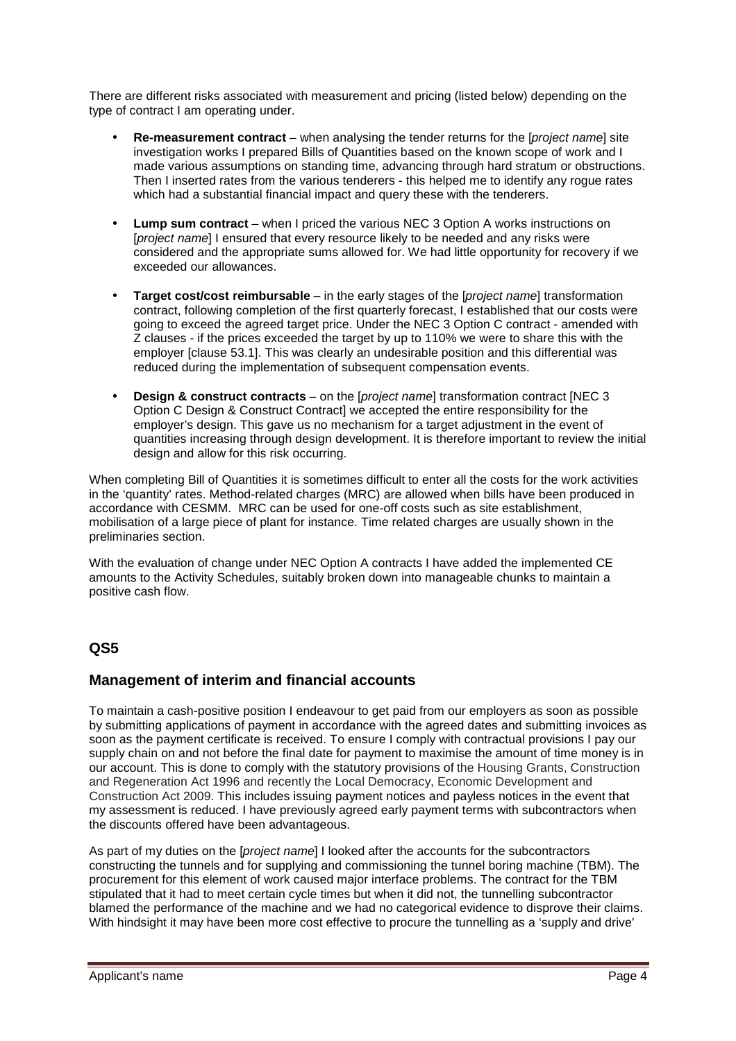There are different risks associated with measurement and pricing (listed below) depending on the type of contract I am operating under.

- **Re-measurement contract** – when analysing the tender returns for the [*project name*] site investigation works I prepared Bills of Quantities based on the known scope of work and I made various assumptions on standing time, advancing through hard stratum or obstructions. Then I inserted rates from the various tenderers - this helped me to identify any rogue rates which had a substantial financial impact and query these with the tenderers.

- **Lump sum contract** – when I priced the various NEC 3 Option A works instructions on [*project name*] I ensured that every resource likely to be needed and any risks were considered and the appropriate sums allowed for. We had little opportunity for recovery if we exceeded our allowances.

- **Target cost/cost reimbursable** – in the early stages of the [*project name*] transformation contract, following completion of the first quarterly forecast, I established that our costs were going to exceed the agreed target price. Under the NEC 3 Option C contract - amended with Z clauses - if the prices exceeded the target by up to 110% we were to share this with the employer [clause 53.1]. This was clearly an undesirable position and this differential was reduced during the implementation of subsequent compensation events.

- **Design & construct contracts** – on the [*project name*] transformation contract [NEC 3 Option C Design & Construct Contract] we accepted the entire responsibility for the employer's design. This gave us no mechanism for a target adjustment in the event of quantities increasing through design development. It is therefore important to review the initial design and allow for this risk occurring.

When completing Bill of Quantities it is sometimes difficult to enter all the costs for the work activities in the 'quantity' rates. Method-related charges (MRC) are allowed when bills have been produced in accordance with CESMM. MRC can be used for one-off costs such as site establishment, mobilisation of a large piece of plant for instance. Time related charges are usually shown in the preliminaries section.

With the evaluation of change under NEC Option A contracts I have added the implemented CE amounts to the Activity Schedules, suitably broken down into manageable chunks to maintain a positive cash flow.

## QS5

## Management of interim and financial accounts

To maintain a cash-positive position I endeavour to get paid from our employers as soon as possible by submitting applications of payment in accordance with the agreed dates and submitting invoices as soon as the payment certificate is received. To ensure I comply with contractual provisions I pay our supply chain on and not before the final date for payment to maximise the amount of time money is in our account. This is done to comply with the statutory provisions of the Housing Grants, Construction and Regeneration Act 1996 and recently the Local Democracy, Economic Development and Construction Act 2009. This includes issuing payment notices and payless notices in the event that my assessment is reduced. I have previously agreed early payment terms with subcontractors when the discounts offered have been advantageous.

As part of my duties on the [*project name*] I looked after the accounts for the subcontractors constructing the tunnels and for supplying and commissioning the tunnel boring machine (TBM). The procurement for this element of work caused major interface problems. The contract for the TBM stipulated that it had to meet certain cycle times but when it did not, the tunnelling subcontractor blamed the performance of the machine and we had no categorical evidence to disprove their claims. With hindsight it may have been more cost effective to procure the tunnelling as a 'supply and drive'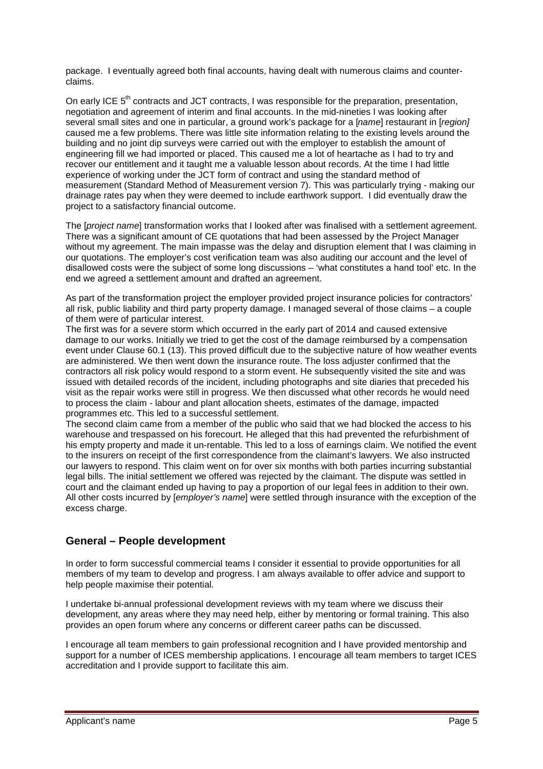package. I eventually agreed both final accounts, having dealt with numerous claims and counter-claims.

On early ICE 5$^{th}$ contracts and JCT contracts, I was responsible for the preparation, presentation, negotiation and agreement of interim and final accounts. In the mid-nineties I was looking after several small sites and one in particular, a ground work's package for a [*name*] restaurant in [*region]* caused me a few problems. There was little site information relating to the existing levels around the building and no joint dip surveys were carried out with the employer to establish the amount of engineering fill we had imported or placed. This caused me a lot of heartache as I had to try and recover our entitlement and it taught me a valuable lesson about records. At the time I had little experience of working under the JCT form of contract and using the standard method of measurement (Standard Method of Measurement version 7). This was particularly trying - making our drainage rates pay when they were deemed to include earthwork support. I did eventually draw the project to a satisfactory financial outcome.

The [*project name*] transformation works that I looked after was finalised with a settlement agreement. There was a significant amount of CE quotations that had been assessed by the Project Manager without my agreement. The main impasse was the delay and disruption element that I was claiming in our quotations. The employer's cost verification team was also auditing our account and the level of disallowed costs were the subject of some long discussions – 'what constitutes a hand tool' etc. In the end we agreed a settlement amount and drafted an agreement.

As part of the transformation project the employer provided project insurance policies for contractors' all risk, public liability and third party property damage. I managed several of those claims – a couple of them were of particular interest.

The first was for a severe storm which occurred in the early part of 2014 and caused extensive damage to our works. Initially we tried to get the cost of the damage reimbursed by a compensation event under Clause 60.1 (13). This proved difficult due to the subjective nature of how weather events are administered. We then went down the insurance route. The loss adjuster confirmed that the contractors all risk policy would respond to a storm event. He subsequently visited the site and was issued with detailed records of the incident, including photographs and site diaries that preceded his visit as the repair works were still in progress. We then discussed what other records he would need to process the claim - labour and plant allocation sheets, estimates of the damage, impacted programmes etc. This led to a successful settlement.

The second claim came from a member of the public who said that we had blocked the access to his warehouse and trespassed on his forecourt. He alleged that this had prevented the refurbishment of his empty property and made it un-rentable. This led to a loss of earnings claim. We notified the event to the insurers on receipt of the first correspondence from the claimant's lawyers. We also instructed our lawyers to respond. This claim went on for over six months with both parties incurring substantial legal bills. The initial settlement we offered was rejected by the claimant. The dispute was settled in court and the claimant ended up having to pay a proportion of our legal fees in addition to their own. All other costs incurred by [*employer's name*] were settled through insurance with the exception of the excess charge.

## General – People development

In order to form successful commercial teams I consider it essential to provide opportunities for all members of my team to develop and progress. I am always available to offer advice and support to help people maximise their potential.

I undertake bi-annual professional development reviews with my team where we discuss their development, any areas where they may need help, either by mentoring or formal training. This also provides an open forum where any concerns or different career paths can be discussed.

I encourage all team members to gain professional recognition and I have provided mentorship and support for a number of ICES membership applications. I encourage all team members to target ICES accreditation and I provide support to facilitate this aim.